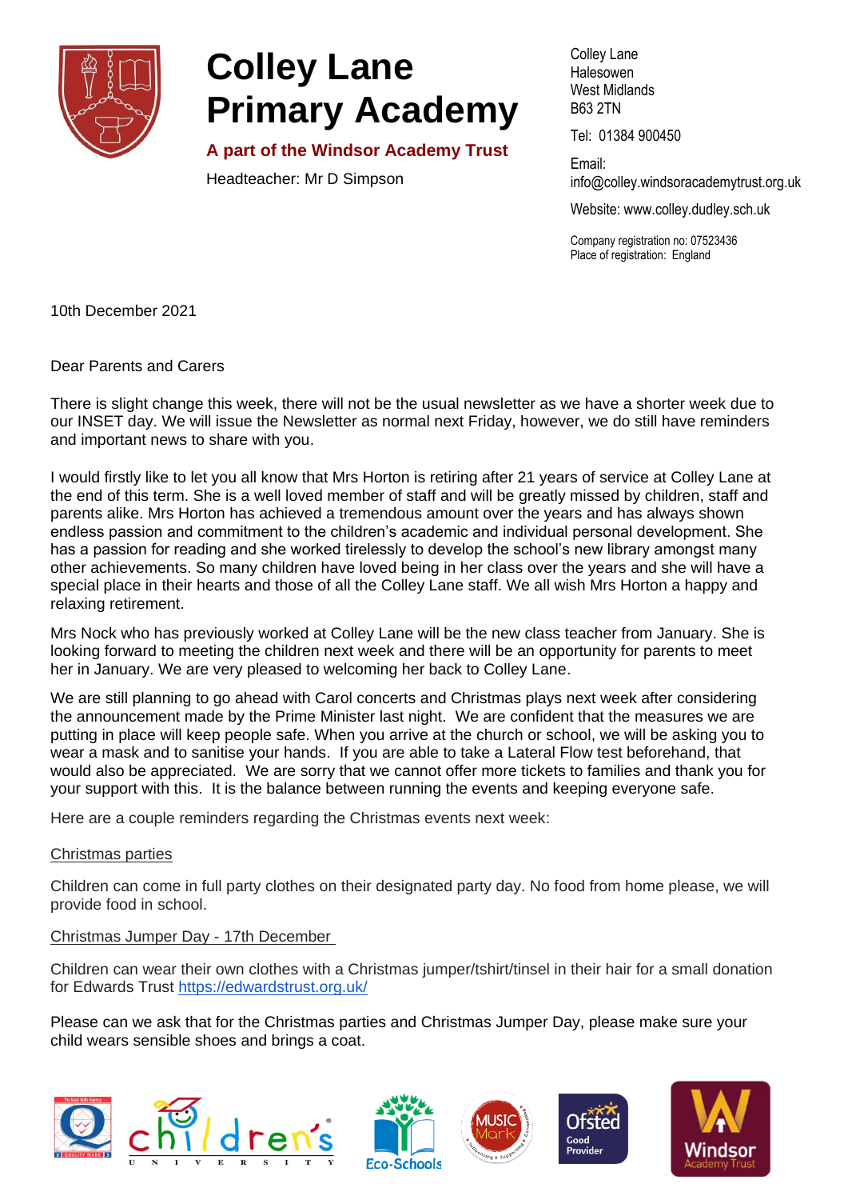# Colley Lane Primary Academy

**A part of the Windsor Academy Trust**

Headteacher: Mr D Simpson

Colley Lane
Halesowen
West Midlands
B63 2TN

Tel: 01384 900450

Email: info@colley.windsoracademytrust.org.uk

Website: www.colley.dudley.sch.uk

Company registration no: 07523436
Place of registration: England

10th December 2021

Dear Parents and Carers

There is slight change this week, there will not be the usual newsletter as we have a shorter week due to our INSET day. We will issue the Newsletter as normal next Friday, however, we do still have reminders and important news to share with you.

I would firstly like to let you all know that Mrs Horton is retiring after 21 years of service at Colley Lane at the end of this term. She is a well loved member of staff and will be greatly missed by children, staff and parents alike. Mrs Horton has achieved a tremendous amount over the years and has always shown endless passion and commitment to the children's academic and individual personal development. She has a passion for reading and she worked tirelessly to develop the school's new library amongst many other achievements. So many children have loved being in her class over the years and she will have a special place in their hearts and those of all the Colley Lane staff. We all wish Mrs Horton a happy and relaxing retirement.

Mrs Nock who has previously worked at Colley Lane will be the new class teacher from January. She is looking forward to meeting the children next week and there will be an opportunity for parents to meet her in January. We are very pleased to welcoming her back to Colley Lane.

We are still planning to go ahead with Carol concerts and Christmas plays next week after considering the announcement made by the Prime Minister last night. We are confident that the measures we are putting in place will keep people safe. When you arrive at the church or school, we will be asking you to wear a mask and to sanitise your hands. If you are able to take a Lateral Flow test beforehand, that would also be appreciated. We are sorry that we cannot offer more tickets to families and thank you for your support with this. It is the balance between running the events and keeping everyone safe.

Here are a couple reminders regarding the Christmas events next week:

Christmas parties

Children can come in full party clothes on their designated party day. No food from home please, we will provide food in school.

Christmas Jumper Day - 17th December

Children can wear their own clothes with a Christmas jumper/tshirt/tinsel in their hair for a small donation for Edwards Trust https://edwardstrust.org.uk/

Please can we ask that for the Christmas parties and Christmas Jumper Day, please make sure your child wears sensible shoes and brings a coat.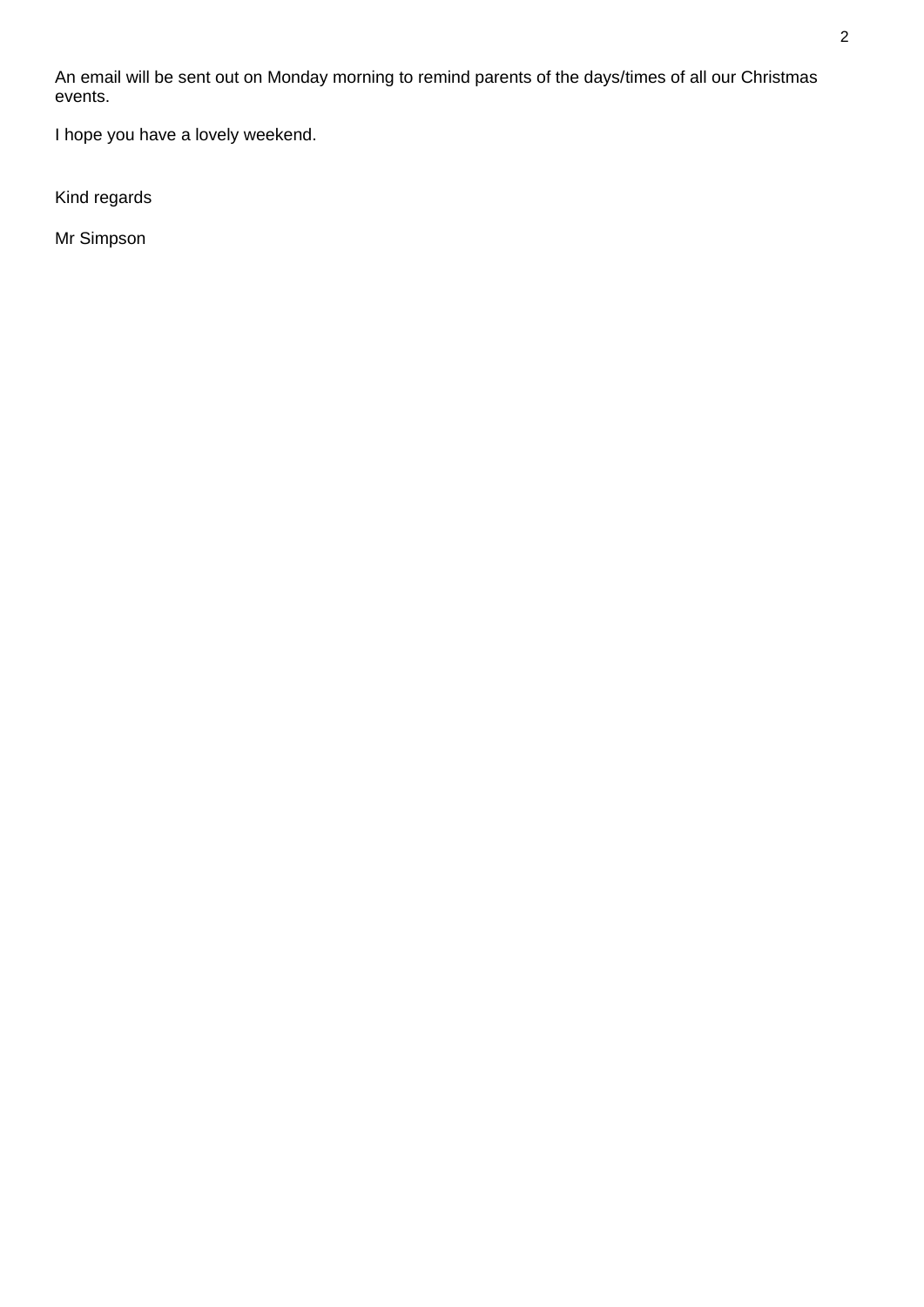An email will be sent out on Monday morning to remind parents of the days/times of all our Christmas events.

I hope you have a lovely weekend.

Kind regards

Mr Simpson